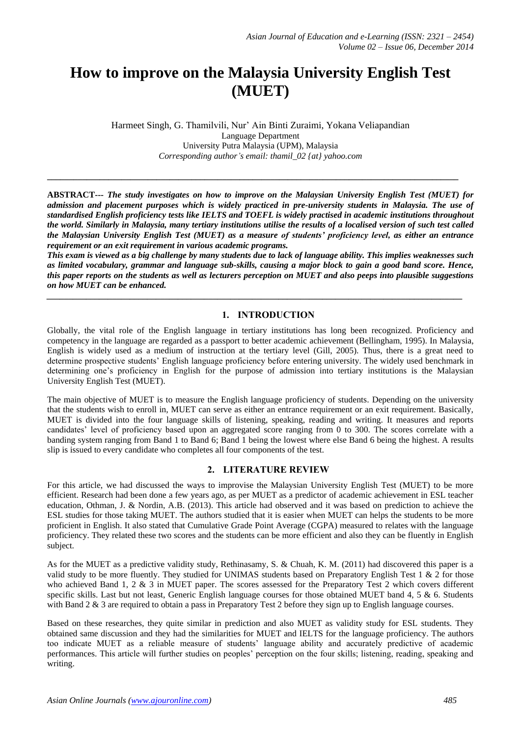# How to improve on the Malaysia University English Test (MUET)

Harmeet Singh, G. Thamilvili, Nur' Ain Binti Zuraimi, Yokana Veliapandian
Language Department
University Putra Malaysia (UPM), Malaysia
*Corresponding author's email: thamil_02 {at} yahoo.com*

---

**ABSTRACT---** ***The study investigates on how to improve on the Malaysian University English Test (MUET) for admission and placement purposes which is widely practiced in pre-university students in Malaysia. The use of standardised English proficiency tests like IELTS and TOEFL is widely practised in academic institutions throughout the world. Similarly in Malaysia, many tertiary institutions utilise the results of a localised version of such test called the Malaysian University English Test (MUET) as a measure of students' proficiency level, as either an entrance requirement or an exit requirement in various academic programs.***

***This exam is viewed as a big challenge by many students due to lack of language ability. This implies weaknesses such as limited vocabulary, grammar and language sub-skills, causing a major block to gain a good band score. Hence, this paper reports on the students as well as lecturers perception on MUET and also peeps into plausible suggestions on how MUET can be enhanced.***

---

## 1. INTRODUCTION

Globally, the vital role of the English language in tertiary institutions has long been recognized. Proficiency and competency in the language are regarded as a passport to better academic achievement (Bellingham, 1995). In Malaysia, English is widely used as a medium of instruction at the tertiary level (Gill, 2005). Thus, there is a great need to determine prospective students' English language proficiency before entering university. The widely used benchmark in determining one's proficiency in English for the purpose of admission into tertiary institutions is the Malaysian University English Test (MUET).

The main objective of MUET is to measure the English language proficiency of students. Depending on the university that the students wish to enroll in, MUET can serve as either an entrance requirement or an exit requirement. Basically, MUET is divided into the four language skills of listening, speaking, reading and writing. It measures and reports candidates' level of proficiency based upon an aggregated score ranging from 0 to 300. The scores correlate with a banding system ranging from Band 1 to Band 6; Band 1 being the lowest where else Band 6 being the highest. A results slip is issued to every candidate who completes all four components of the test.

## 2. LITERATURE REVIEW

For this article, we had discussed the ways to improvise the Malaysian University English Test (MUET) to be more efficient. Research had been done a few years ago, as per MUET as a predictor of academic achievement in ESL teacher education, Othman, J. & Nordin, A.B. (2013). This article had observed and it was based on prediction to achieve the ESL studies for those taking MUET. The authors studied that it is easier when MUET can helps the students to be more proficient in English. It also stated that Cumulative Grade Point Average (CGPA) measured to relates with the language proficiency. They related these two scores and the students can be more efficient and also they can be fluently in English subject.

As for the MUET as a predictive validity study, Rethinasamy, S. & Chuah, K. M. (2011) had discovered this paper is a valid study to be more fluently. They studied for UNIMAS students based on Preparatory English Test 1 & 2 for those who achieved Band 1, 2 & 3 in MUET paper. The scores assessed for the Preparatory Test 2 which covers different specific skills. Last but not least, Generic English language courses for those obtained MUET band 4, 5 & 6. Students with Band 2 & 3 are required to obtain a pass in Preparatory Test 2 before they sign up to English language courses.

Based on these researches, they quite similar in prediction and also MUET as validity study for ESL students. They obtained same discussion and they had the similarities for MUET and IELTS for the language proficiency. The authors too indicate MUET as a reliable measure of students' language ability and accurately predictive of academic performances. This article will further studies on peoples' perception on the four skills; listening, reading, speaking and writing.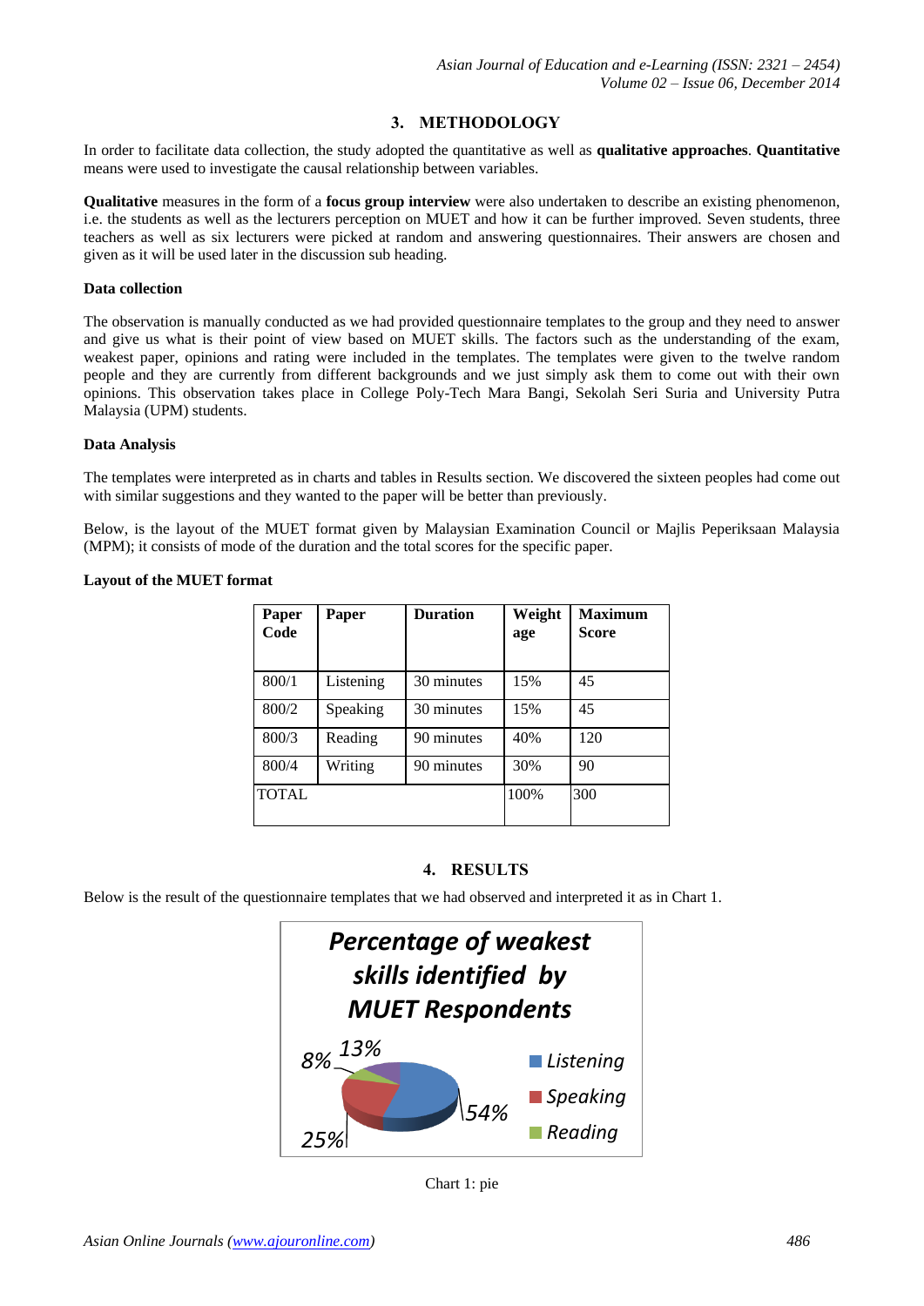## 3. METHODOLOGY

In order to facilitate data collection, the study adopted the quantitative as well as **qualitative approaches**. **Quantitative** means were used to investigate the causal relationship between variables.

**Qualitative** measures in the form of a **focus group interview** were also undertaken to describe an existing phenomenon, i.e. the students as well as the lecturers perception on MUET and how it can be further improved. Seven students, three teachers as well as six lecturers were picked at random and answering questionnaires. Their answers are chosen and given as it will be used later in the discussion sub heading.

**Data collection**

The observation is manually conducted as we had provided questionnaire templates to the group and they need to answer and give us what is their point of view based on MUET skills. The factors such as the understanding of the exam, weakest paper, opinions and rating were included in the templates. The templates were given to the twelve random people and they are currently from different backgrounds and we just simply ask them to come out with their own opinions. This observation takes place in College Poly-Tech Mara Bangi, Sekolah Seri Suria and University Putra Malaysia (UPM) students.

**Data Analysis**

The templates were interpreted as in charts and tables in Results section. We discovered the sixteen peoples had come out with similar suggestions and they wanted to the paper will be better than previously.

Below, is the layout of the MUET format given by Malaysian Examination Council or Majlis Peperiksaan Malaysia (MPM); it consists of mode of the duration and the total scores for the specific paper.

**Layout of the MUET format**

| Paper Code | Paper | Duration | Weight age | Maximum Score |
|---|---|---|---|---|
| 800/1 | Listening | 30 minutes | 15% | 45 |
| 800/2 | Speaking | 30 minutes | 15% | 45 |
| 800/3 | Reading | 90 minutes | 40% | 120 |
| 800/4 | Writing | 90 minutes | 30% | 90 |
| TOTAL | | | 100% | 300 |

## 4. RESULTS

Below is the result of the questionnaire templates that we had observed and interpreted it as in Chart 1.

*Percentage of weakest skills identified by MUET Respondents*

| Skill | Percentage |
|---|---|
| Listening | 54% |
| Speaking | 25% |
| Reading | 8% |
| (unlabeled) | 13% |

Chart 1: pie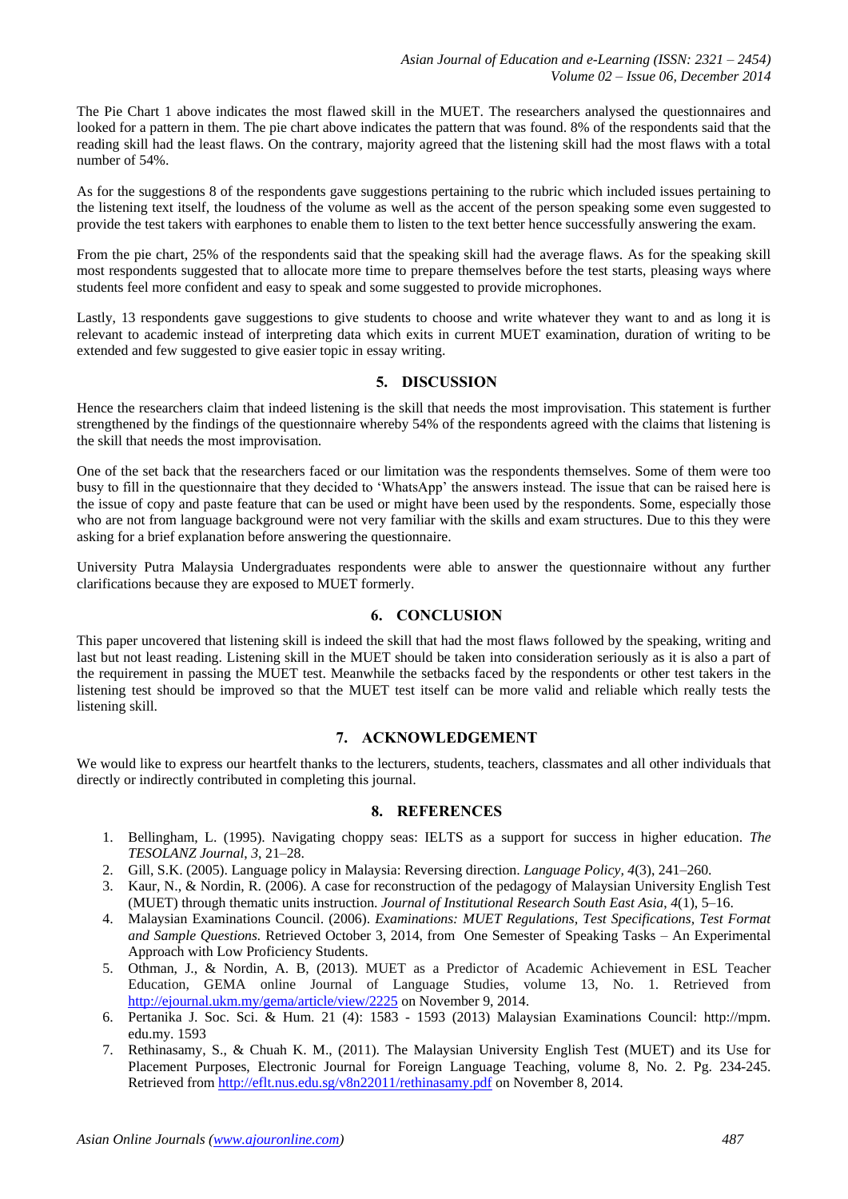The Pie Chart 1 above indicates the most flawed skill in the MUET. The researchers analysed the questionnaires and looked for a pattern in them. The pie chart above indicates the pattern that was found. 8% of the respondents said that the reading skill had the least flaws. On the contrary, majority agreed that the listening skill had the most flaws with a total number of 54%.

As for the suggestions 8 of the respondents gave suggestions pertaining to the rubric which included issues pertaining to the listening text itself, the loudness of the volume as well as the accent of the person speaking some even suggested to provide the test takers with earphones to enable them to listen to the text better hence successfully answering the exam.

From the pie chart, 25% of the respondents said that the speaking skill had the average flaws. As for the speaking skill most respondents suggested that to allocate more time to prepare themselves before the test starts, pleasing ways where students feel more confident and easy to speak and some suggested to provide microphones.

Lastly, 13 respondents gave suggestions to give students to choose and write whatever they want to and as long it is relevant to academic instead of interpreting data which exits in current MUET examination, duration of writing to be extended and few suggested to give easier topic in essay writing.

## 5. DISCUSSION

Hence the researchers claim that indeed listening is the skill that needs the most improvisation. This statement is further strengthened by the findings of the questionnaire whereby 54% of the respondents agreed with the claims that listening is the skill that needs the most improvisation.

One of the set back that the researchers faced or our limitation was the respondents themselves. Some of them were too busy to fill in the questionnaire that they decided to 'WhatsApp' the answers instead. The issue that can be raised here is the issue of copy and paste feature that can be used or might have been used by the respondents. Some, especially those who are not from language background were not very familiar with the skills and exam structures. Due to this they were asking for a brief explanation before answering the questionnaire.

University Putra Malaysia Undergraduates respondents were able to answer the questionnaire without any further clarifications because they are exposed to MUET formerly.

## 6. CONCLUSION

This paper uncovered that listening skill is indeed the skill that had the most flaws followed by the speaking, writing and last but not least reading. Listening skill in the MUET should be taken into consideration seriously as it is also a part of the requirement in passing the MUET test. Meanwhile the setbacks faced by the respondents or other test takers in the listening test should be improved so that the MUET test itself can be more valid and reliable which really tests the listening skill.

## 7. ACKNOWLEDGEMENT

We would like to express our heartfelt thanks to the lecturers, students, teachers, classmates and all other individuals that directly or indirectly contributed in completing this journal.

## 8. REFERENCES

1. Bellingham, L. (1995). Navigating choppy seas: IELTS as a support for success in higher education. *The TESOLANZ Journal*, *3*, 21–28.
2. Gill, S.K. (2005). Language policy in Malaysia: Reversing direction. *Language Policy*, *4*(3), 241–260.
3. Kaur, N., & Nordin, R. (2006). A case for reconstruction of the pedagogy of Malaysian University English Test (MUET) through thematic units instruction. *Journal of Institutional Research South East Asia*, *4*(1), 5–16.
4. Malaysian Examinations Council. (2006). *Examinations: MUET Regulations, Test Specifications, Test Format and Sample Questions.* Retrieved October 3, 2014, from One Semester of Speaking Tasks – An Experimental Approach with Low Proficiency Students.
5. Othman, J., & Nordin, A. B, (2013). MUET as a Predictor of Academic Achievement in ESL Teacher Education, GEMA online Journal of Language Studies, volume 13, No. 1. Retrieved from http://ejournal.ukm.my/gema/article/view/2225 on November 9, 2014.
6. Pertanika J. Soc. Sci. & Hum. 21 (4): 1583 - 1593 (2013) Malaysian Examinations Council: http://mpm. edu.my. 1593
7. Rethinasamy, S., & Chuah K. M., (2011). The Malaysian University English Test (MUET) and its Use for Placement Purposes, Electronic Journal for Foreign Language Teaching, volume 8, No. 2. Pg. 234-245. Retrieved from http://eflt.nus.edu.sg/v8n22011/rethinasamy.pdf on November 8, 2014.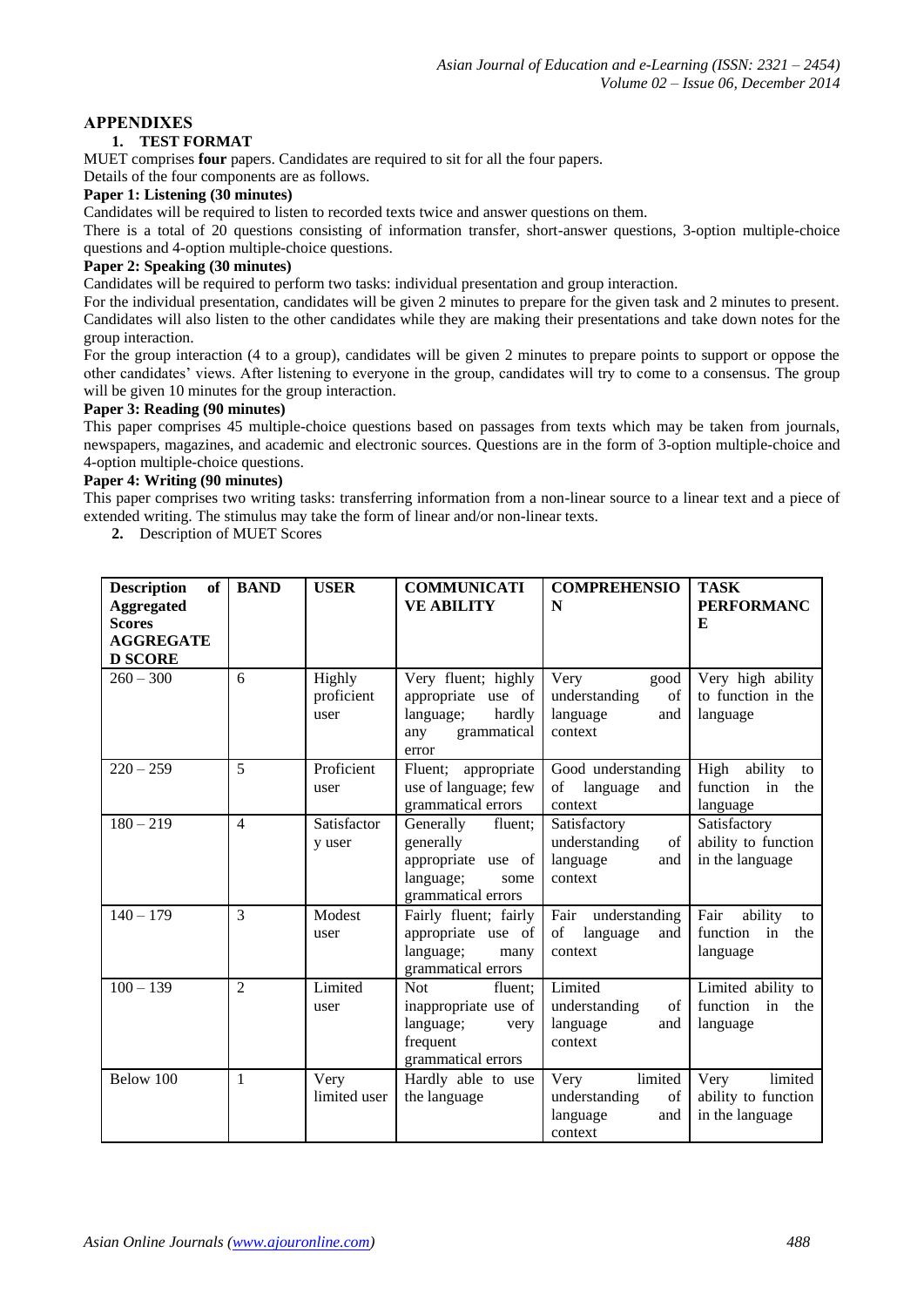## APPENDIXES

### 1. TEST FORMAT

MUET comprises **four** papers. Candidates are required to sit for all the four papers.

Details of the four components are as follows.

**Paper 1: Listening (30 minutes)**

Candidates will be required to listen to recorded texts twice and answer questions on them.

There is a total of 20 questions consisting of information transfer, short-answer questions, 3-option multiple-choice questions and 4-option multiple-choice questions.

**Paper 2: Speaking (30 minutes)**

Candidates will be required to perform two tasks: individual presentation and group interaction.

For the individual presentation, candidates will be given 2 minutes to prepare for the given task and 2 minutes to present. Candidates will also listen to the other candidates while they are making their presentations and take down notes for the group interaction.

For the group interaction (4 to a group), candidates will be given 2 minutes to prepare points to support or oppose the other candidates' views. After listening to everyone in the group, candidates will try to come to a consensus. The group will be given 10 minutes for the group interaction.

**Paper 3: Reading (90 minutes)**

This paper comprises 45 multiple-choice questions based on passages from texts which may be taken from journals, newspapers, magazines, and academic and electronic sources. Questions are in the form of 3-option multiple-choice and 4-option multiple-choice questions.

**Paper 4: Writing (90 minutes)**

This paper comprises two writing tasks: transferring information from a non-linear source to a linear text and a piece of extended writing. The stimulus may take the form of linear and/or non-linear texts.

### 2. Description of MUET Scores

| Description of Aggregated Scores AGGREGATED SCORE | BAND | USER | COMMUNICATIVE ABILITY | COMPREHENSION | TASK PERFORMANCE |
|---|---|---|---|---|---|
| 260 – 300 | 6 | Highly proficient user | Very fluent; highly appropriate use of language; hardly any grammatical error | Very good understanding of language and context | Very high ability to function in the language |
| 220 – 259 | 5 | Proficient user | Fluent; appropriate use of language; few grammatical errors | Good understanding of language and context | High ability to function in the language |
| 180 – 219 | 4 | Satisfactory user | Generally fluent; generally appropriate use of language; some grammatical errors | Satisfactory understanding of language and context | Satisfactory ability to function in the language |
| 140 – 179 | 3 | Modest user | Fairly fluent; fairly appropriate use of language; many grammatical errors | Fair understanding of language and context | Fair ability to function in the language |
| 100 – 139 | 2 | Limited user | Not fluent; inappropriate use of language; very frequent grammatical errors | Limited understanding of language and context | Limited ability to function in the language |
| Below 100 | 1 | Very limited user | Hardly able to use the language | Very limited understanding of language and context | Very limited ability to function in the language |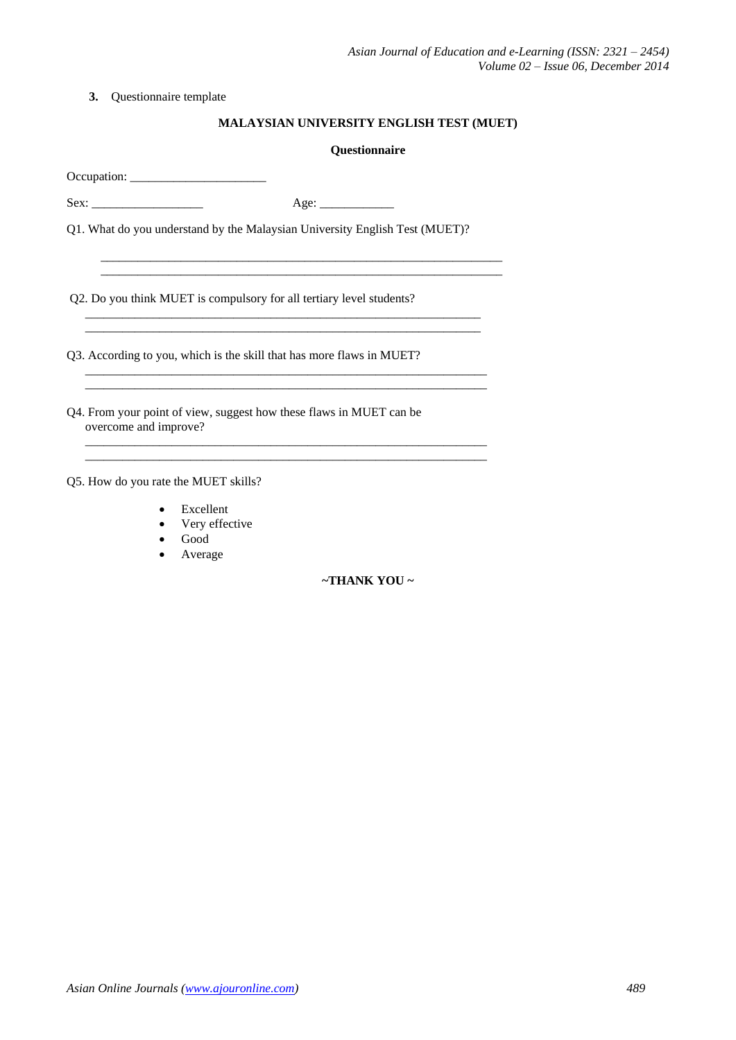**3.** Questionnaire template

**MALAYSIAN UNIVERSITY ENGLISH TEST (MUET)**

**Questionnaire**

Occupation: ______________________

Sex: __________________ Age: ____________

Q1. What do you understand by the Malaysian University English Test (MUET)?

_________________________________________________________________

_________________________________________________________________

Q2. Do you think MUET is compulsory for all tertiary level students?

_________________________________________________________________

_________________________________________________________________

Q3. According to you, which is the skill that has more flaws in MUET?

_________________________________________________________________

_________________________________________________________________

Q4. From your point of view, suggest how these flaws in MUET can be overcome and improve?

_________________________________________________________________

_________________________________________________________________

Q5. How do you rate the MUET skills?

- Excellent
- Very effective
- Good
- Average

**~THANK YOU ~**